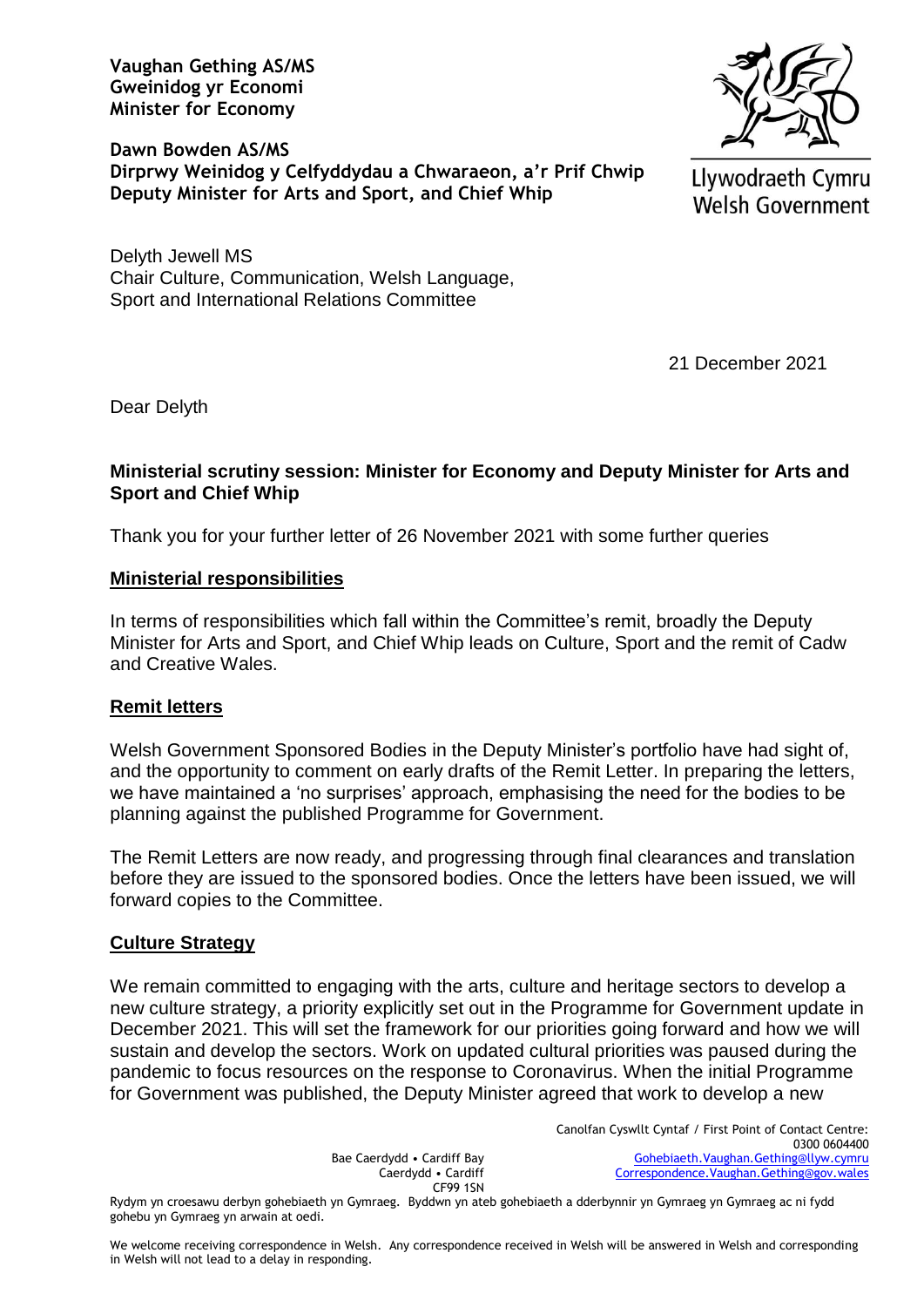**Vaughan Gething AS/MS**
**Gweinidog yr Economi**
**Minister for Economy**

**Dawn Bowden AS/MS**
**Dirprwy Weinidog y Celfyddydau a Chwaraeon, a'r Prif Chwip**
**Deputy Minister for Arts and Sport, and Chief Whip**

Llywodraeth Cymru
Welsh Government

Delyth Jewell MS
Chair Culture, Communication, Welsh Language,
Sport and International Relations Committee

21 December 2021

Dear Delyth

**Ministerial scrutiny session: Minister for Economy and Deputy Minister for Arts and Sport and Chief Whip**

Thank you for your further letter of 26 November 2021 with some further queries

**Ministerial responsibilities**

In terms of responsibilities which fall within the Committee's remit, broadly the Deputy Minister for Arts and Sport, and Chief Whip leads on Culture, Sport and the remit of Cadw and Creative Wales.

**Remit letters**

Welsh Government Sponsored Bodies in the Deputy Minister's portfolio have had sight of, and the opportunity to comment on early drafts of the Remit Letter. In preparing the letters, we have maintained a 'no surprises' approach, emphasising the need for the bodies to be planning against the published Programme for Government.

The Remit Letters are now ready, and progressing through final clearances and translation before they are issued to the sponsored bodies. Once the letters have been issued, we will forward copies to the Committee.

**Culture Strategy**

We remain committed to engaging with the arts, culture and heritage sectors to develop a new culture strategy, a priority explicitly set out in the Programme for Government update in December 2021. This will set the framework for our priorities going forward and how we will sustain and develop the sectors. Work on updated cultural priorities was paused during the pandemic to focus resources on the response to Coronavirus. When the initial Programme for Government was published, the Deputy Minister agreed that work to develop a new

Bae Caerdydd • Cardiff Bay
Caerdydd • Cardiff
CF99 1SN

Canolfan Cyswllt Cyntaf / First Point of Contact Centre:
0300 0604400
Gohebiaeth.Vaughan.Gething@llyw.cymru
Correspondence.Vaughan.Gething@gov.wales

Rydym yn croesawu derbyn gohebiaeth yn Gymraeg. Byddwn yn ateb gohebiaeth a dderbynnir yn Gymraeg yn Gymraeg ac ni fydd gohebu yn Gymraeg yn arwain at oedi.

We welcome receiving correspondence in Welsh. Any correspondence received in Welsh will be answered in Welsh and corresponding in Welsh will not lead to a delay in responding.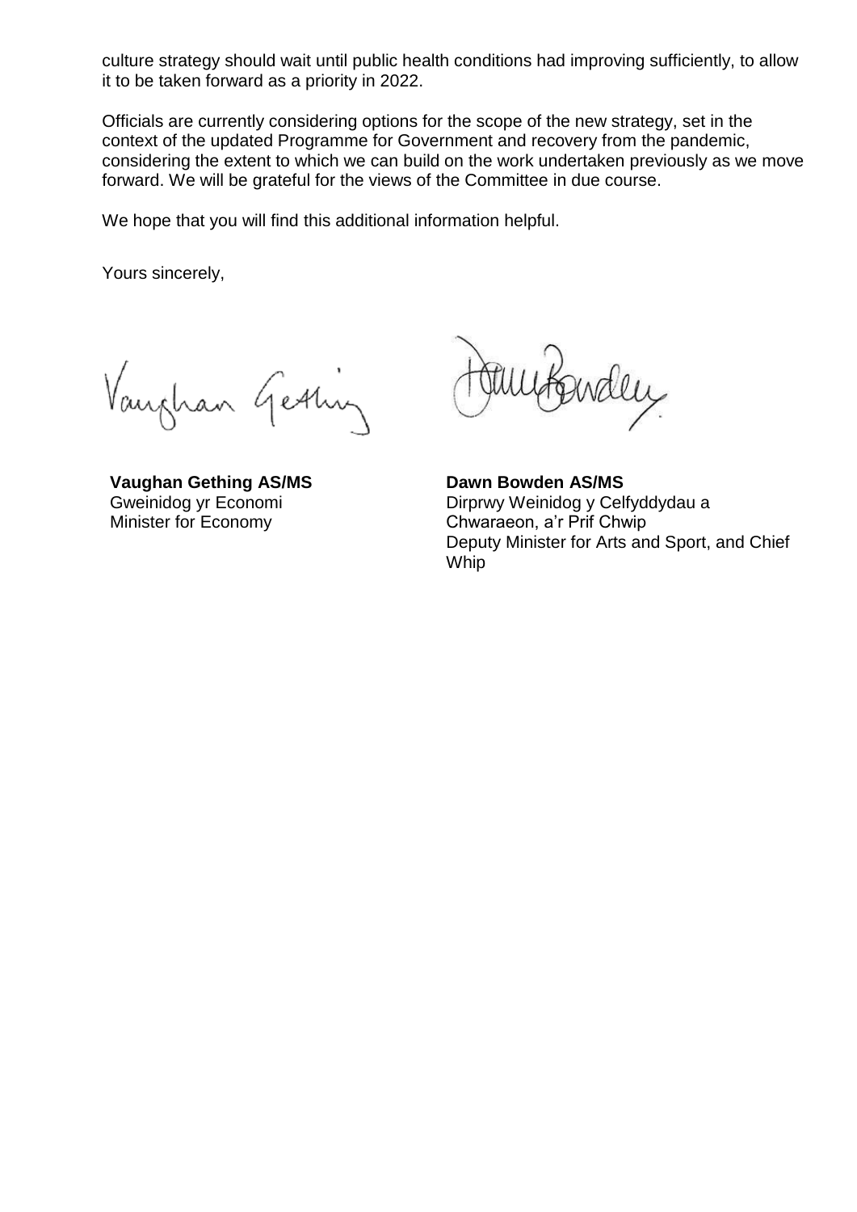culture strategy should wait until public health conditions had improving sufficiently, to allow it to be taken forward as a priority in 2022.

Officials are currently considering options for the scope of the new strategy, set in the context of the updated Programme for Government and recovery from the pandemic, considering the extent to which we can build on the work undertaken previously as we move forward. We will be grateful for the views of the Committee in due course.

We hope that you will find this additional information helpful.

Yours sincerely,

**Vaughan Gething AS/MS**
Gweinidog yr Economi
Minister for Economy

**Dawn Bowden AS/MS**
Dirprwy Weinidog y Celfyddydau a Chwaraeon, a'r Prif Chwip
Deputy Minister for Arts and Sport, and Chief Whip